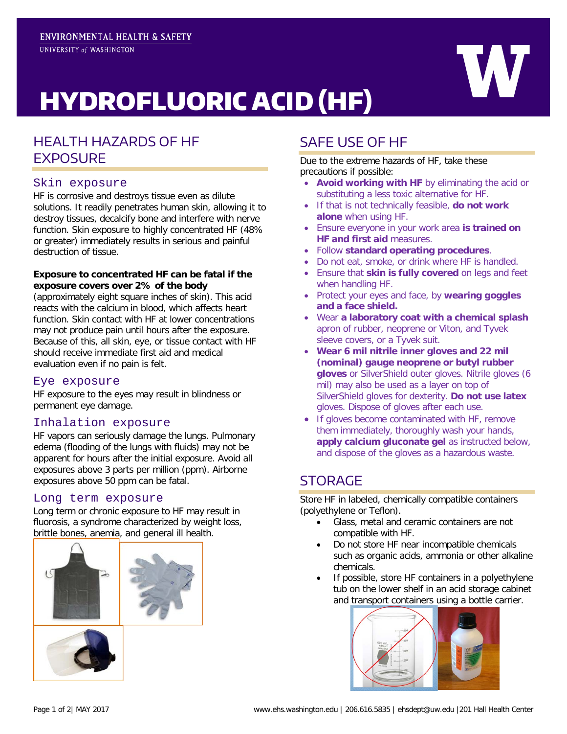ENVIRONMENTAL HEALTH & SAFETY

UNIVERSITY of WASHINGTON

# HYDROFLUORIC ACID (HF)

## HEALTH HAZARDS OF HF EXPOSURE

### Skin exposure

HF is corrosive and destroys tissue even as dilute solutions. It readily penetrates human skin, allowing it to destroy tissues, decalcify bone and interfere with nerve function. Skin exposure to highly concentrated HF (48% or greater) immediately results in serious and painful destruction of tissue.

**Exposure to concentrated HF can be fatal if the exposure covers over 2% of the body** (approximately eight square inches of skin). This acid reacts with the calcium in blood, which affects heart function. Skin contact with HF at lower concentrations may not produce pain until hours after the exposure. Because of this, all skin, eye, or tissue contact with HF should receive immediate first aid and medical evaluation even if no pain is felt.

### Eye exposure

HF exposure to the eyes may result in blindness or permanent eye damage.

### Inhalation exposure

HF vapors can seriously damage the lungs. Pulmonary edema (flooding of the lungs with fluids) may not be apparent for hours after the initial exposure. Avoid all exposures above 3 parts per million (ppm). Airborne exposures above 50 ppm can be fatal.

### Long term exposure

Long term or chronic exposure to HF may result in fluorosis, a syndrome characterized by weight loss, brittle bones, anemia, and general ill health.

## SAFE USE OF HF

Due to the extreme hazards of HF, take these precautions if possible:

- **Avoid working with HF** by eliminating the acid or substituting a less toxic alternative for HF.
- If that is not technically feasible, **do not work alone** when using HF.
- Ensure everyone in your work area **is trained on HF and first aid** measures.
- Follow **standard operating procedures**.
- Do not eat, smoke, or drink where HF is handled.
- Ensure that **skin is fully covered** on legs and feet when handling HF.
- Protect your eyes and face, by **wearing goggles and a face shield.**
- Wear **a laboratory coat with a chemical splash** apron of rubber, neoprene or Viton, and Tyvek sleeve covers, or a Tyvek suit.
- **Wear 6 mil nitrile inner gloves and 22 mil (nominal) gauge neoprene or butyl rubber gloves** or SilverShield outer gloves. Nitrile gloves (6 mil) may also be used as a layer on top of SilverShield gloves for dexterity. **Do not use latex** gloves. Dispose of gloves after each use.
- If gloves become contaminated with HF, remove them immediately, thoroughly wash your hands, **apply calcium gluconate gel** as instructed below, and dispose of the gloves as a hazardous waste.

## STORAGE

Store HF in labeled, chemically compatible containers (polyethylene or Teflon).

- Glass, metal and ceramic containers are not compatible with HF.
- Do not store HF near incompatible chemicals such as organic acids, ammonia or other alkaline chemicals.
- If possible, store HF containers in a polyethylene tub on the lower shelf in an acid storage cabinet and transport containers using a bottle carrier.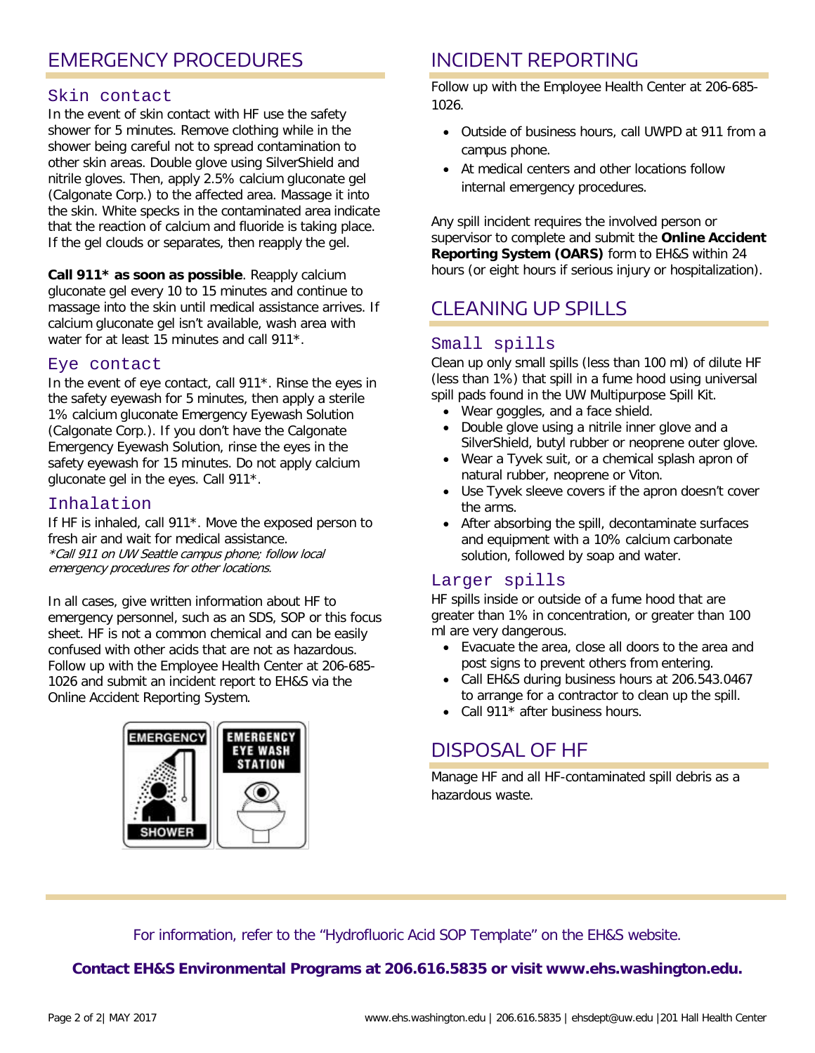## EMERGENCY PROCEDURES

### Skin contact

In the event of skin contact with HF use the safety shower for 5 minutes. Remove clothing while in the shower being careful not to spread contamination to other skin areas. Double glove using SilverShield and nitrile gloves. Then, apply 2.5% calcium gluconate gel (Calgonate Corp.) to the affected area. Massage it into the skin. White specks in the contaminated area indicate that the reaction of calcium and fluoride is taking place. If the gel clouds or separates, then reapply the gel.

**Call 911* as soon as possible**. Reapply calcium gluconate gel every 10 to 15 minutes and continue to massage into the skin until medical assistance arrives. If calcium gluconate gel isn't available, wash area with water for at least 15 minutes and call 911*.

### Eye contact

In the event of eye contact, call 911*. Rinse the eyes in the safety eyewash for 5 minutes, then apply a sterile 1% calcium gluconate Emergency Eyewash Solution (Calgonate Corp.). If you don't have the Calgonate Emergency Eyewash Solution, rinse the eyes in the safety eyewash for 15 minutes. Do not apply calcium gluconate gel in the eyes. Call 911*.

### Inhalation

If HF is inhaled, call 911*. Move the exposed person to fresh air and wait for medical assistance.

*\*Call 911 on UW Seattle campus phone; follow local emergency procedures for other locations.*

In all cases, give written information about HF to emergency personnel, such as an SDS, SOP or this focus sheet. HF is not a common chemical and can be easily confused with other acids that are not as hazardous. Follow up with the Employee Health Center at 206-685-1026 and submit an incident report to EH&S via the Online Accident Reporting System.

EMERGENCY SHOWER

EMERGENCY EYE WASH STATION

## INCIDENT REPORTING

Follow up with the Employee Health Center at 206-685-1026.

- Outside of business hours, call UWPD at 911 from a campus phone.
- At medical centers and other locations follow internal emergency procedures.

Any spill incident requires the involved person or supervisor to complete and submit the **Online Accident Reporting System (OARS)** form to EH&S within 24 hours (or eight hours if serious injury or hospitalization).

## CLEANING UP SPILLS

### Small spills

Clean up only small spills (less than 100 ml) of dilute HF (less than 1%) that spill in a fume hood using universal spill pads found in the UW Multipurpose Spill Kit.

- Wear goggles, and a face shield.
- Double glove using a nitrile inner glove and a SilverShield, butyl rubber or neoprene outer glove.
- Wear a Tyvek suit, or a chemical splash apron of natural rubber, neoprene or Viton.
- Use Tyvek sleeve covers if the apron doesn't cover the arms.
- After absorbing the spill, decontaminate surfaces and equipment with a 10% calcium carbonate solution, followed by soap and water.

### Larger spills

HF spills inside or outside of a fume hood that are greater than 1% in concentration, or greater than 100 ml are very dangerous.

- Evacuate the area, close all doors to the area and post signs to prevent others from entering.
- Call EH&S during business hours at 206.543.0467 to arrange for a contractor to clean up the spill.
- Call 911* after business hours.

## DISPOSAL OF HF

Manage HF and all HF-contaminated spill debris as a hazardous waste.

For information, refer to the "Hydrofluoric Acid SOP Template" on the EH&S website.

**Contact EH&S Environmental Programs at 206.616.5835 or visit www.ehs.washington.edu.**